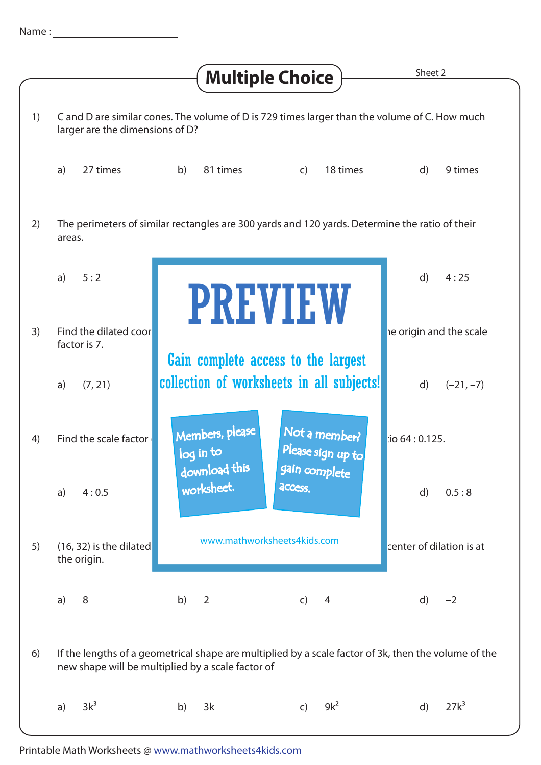Name : ______________________

# Multiple Choice

Sheet 2

1) C and D are similar cones. The volume of D is 729 times larger than the volume of C. How much larger are the dimensions of D?

a) 27 times b) 81 times c) 18 times d) 9 times

2) The perimeters of similar rectangles are 300 yards and 120 yards. Determine the ratio of their areas.

a) 5 : 2 d) 4 : 25

**PREVIEW**

Gain complete access to the largest collection of worksheets in all subjects!

Members, please log in to download this worksheet.

Not a member? Please sign up to gain complete access.

www.mathworksheets4kids.com

3) Find the dilated coor ... he origin and the scale factor is 7.

a) (7, 21) d) (–21, –7)

4) Find the scale factor ... io 64 : 0.125.

a) 4 : 0.5 d) 0.5 : 8

5) (16, 32) is the dilated ... center of dilation is at the origin.

a) 8 b) 2 c) 4 d) –2

6) If the lengths of a geometrical shape are multiplied by a scale factor of 3k, then the volume of the new shape will be multiplied by a scale factor of

a) $3k^3$ b) $3k$ c) $9k^2$ d) $27k^3$

Printable Math Worksheets @ www.mathworksheets4kids.com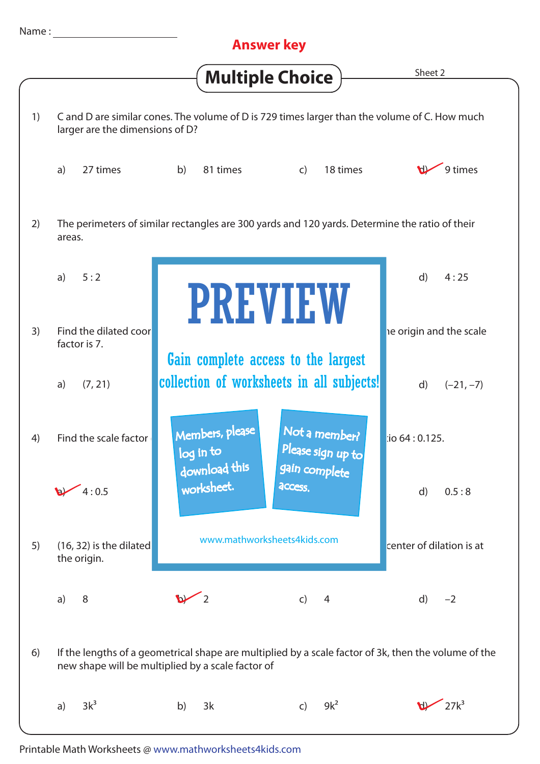Name : ______________________

**Answer key**

# Multiple Choice

Sheet 2

1) C and D are similar cones. The volume of D is 729 times larger than the volume of C. How much larger are the dimensions of D?

a) 27 times  b) 81 times  c) 18 times  d) 9 times ✓

2) The perimeters of similar rectangles are 300 yards and 120 yards. Determine the ratio of their areas.

a) 5 : 2  d) 4 : 25

PREVIEW

Gain complete access to the largest collection of worksheets in all subjects!

Members, please log in to download this worksheet.

Not a member? Please sign up to gain complete access.

www.mathworksheets4kids.com

3) Find the dilated coor ... he origin and the scale factor is 7.

a) (7, 21)  d) (–21, –7)

4) Find the scale factor ... tio 64 : 0.125.

a) 4 : 0.5 ✓  d) 0.5 : 8

5) (16, 32) is the dilated ... center of dilation is at the origin.

a) 8  b) 2 ✓  c) 4  d) –2

6) If the lengths of a geometrical shape are multiplied by a scale factor of 3k, then the volume of the new shape will be multiplied by a scale factor of

a) $3k^3$  b) $3k$  c) $9k^2$  d) $27k^3$ ✓